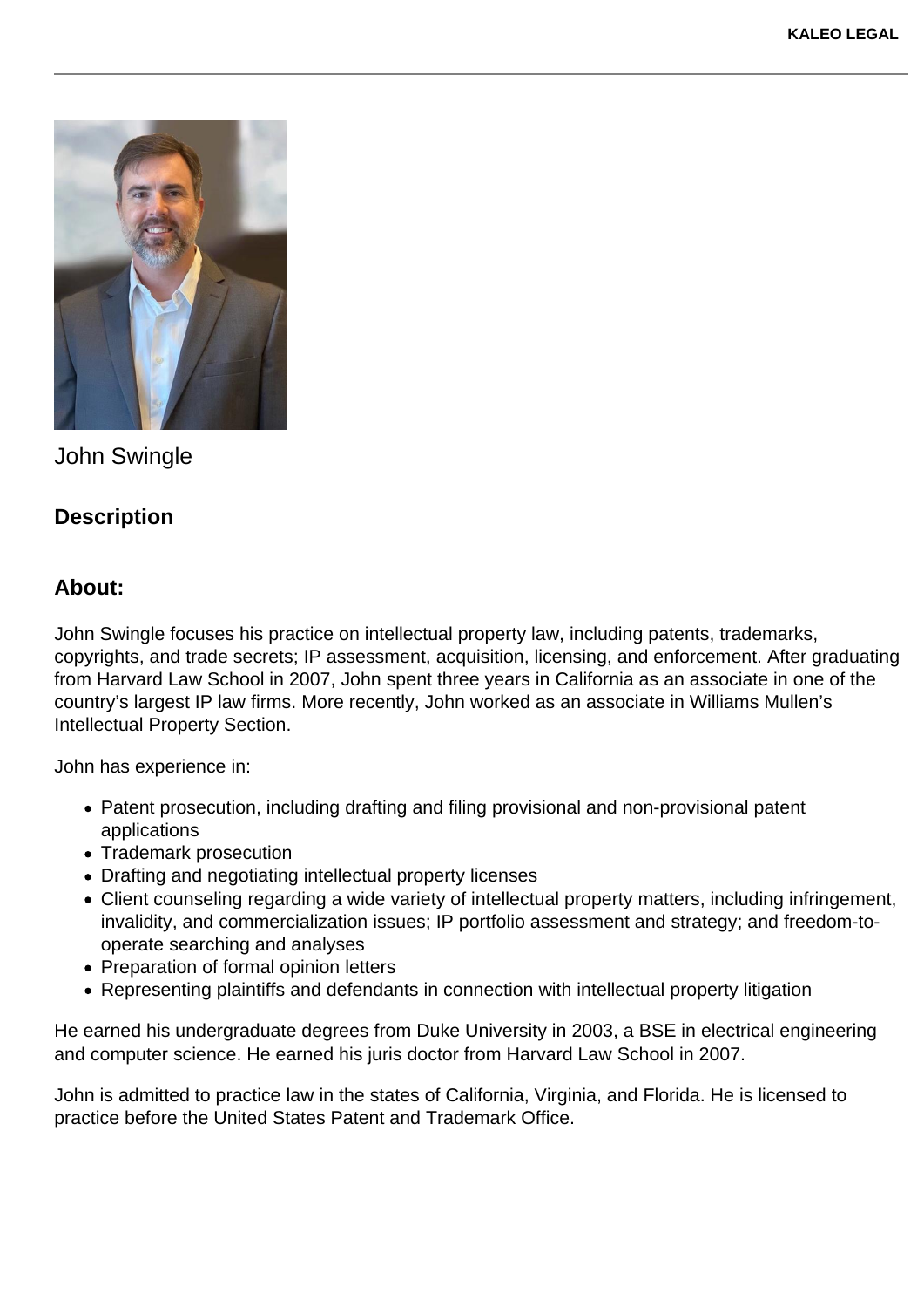John Swingle

## Description

## About:

John Swingle focuses his practice on intellectual property law, including patents, trademarks, copyrights, and trade secrets; IP assessment, acquisition, licensing, and enforcement. After graduating from Harvard Law School in 2007, John spent three years in California as an associate in one of the country's largest IP law firms. More recently, John worked as an associate in Williams Mullen's Intellectual Property Section.

John has experience in:

- Patent prosecution, including drafting and filing provisional and non-provisional patent applications
- Trademark prosecution
- Drafting and negotiating intellectual property licenses
- Client counseling regarding a wide variety of intellectual property matters, including infringement, invalidity, and commercialization issues; IP portfolio assessment and strategy; and freedom-to-operate searching and analyses
- Preparation of formal opinion letters
- Representing plaintiffs and defendants in connection with intellectual property litigation

He earned his undergraduate degrees from Duke University in 2003, a BSE in electrical engineering and computer science. He earned his juris doctor from Harvard Law School in 2007.

John is admitted to practice law in the states of California, Virginia, and Florida. He is licensed to practice before the United States Patent and Trademark Office.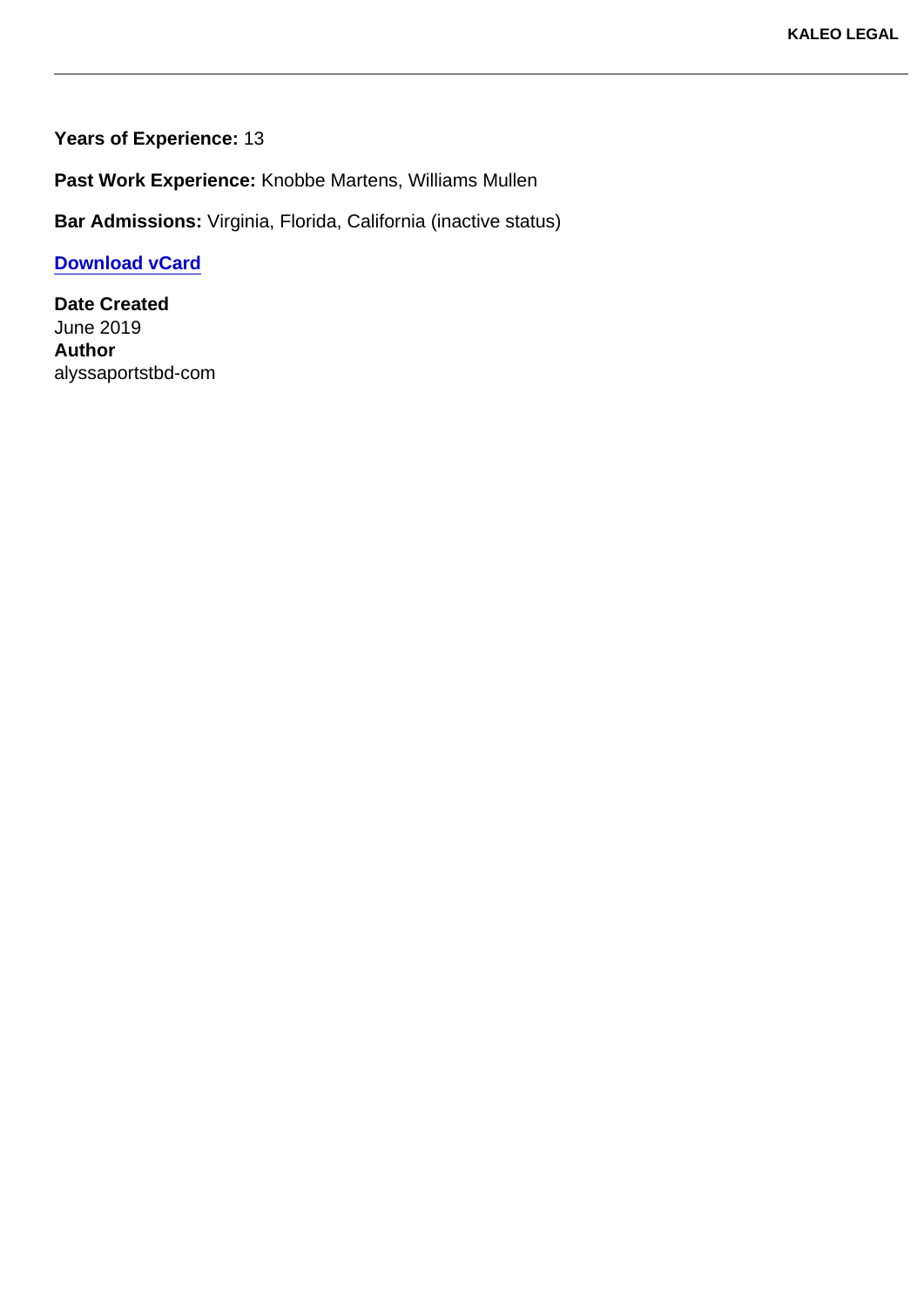**Years of Experience:** 13

**Past Work Experience:** Knobbe Martens, Williams Mullen

**Bar Admissions:** Virginia, Florida, California (inactive status)

**Download vCard**

**Date Created**
June 2019
**Author**
alyssaportstbd-com